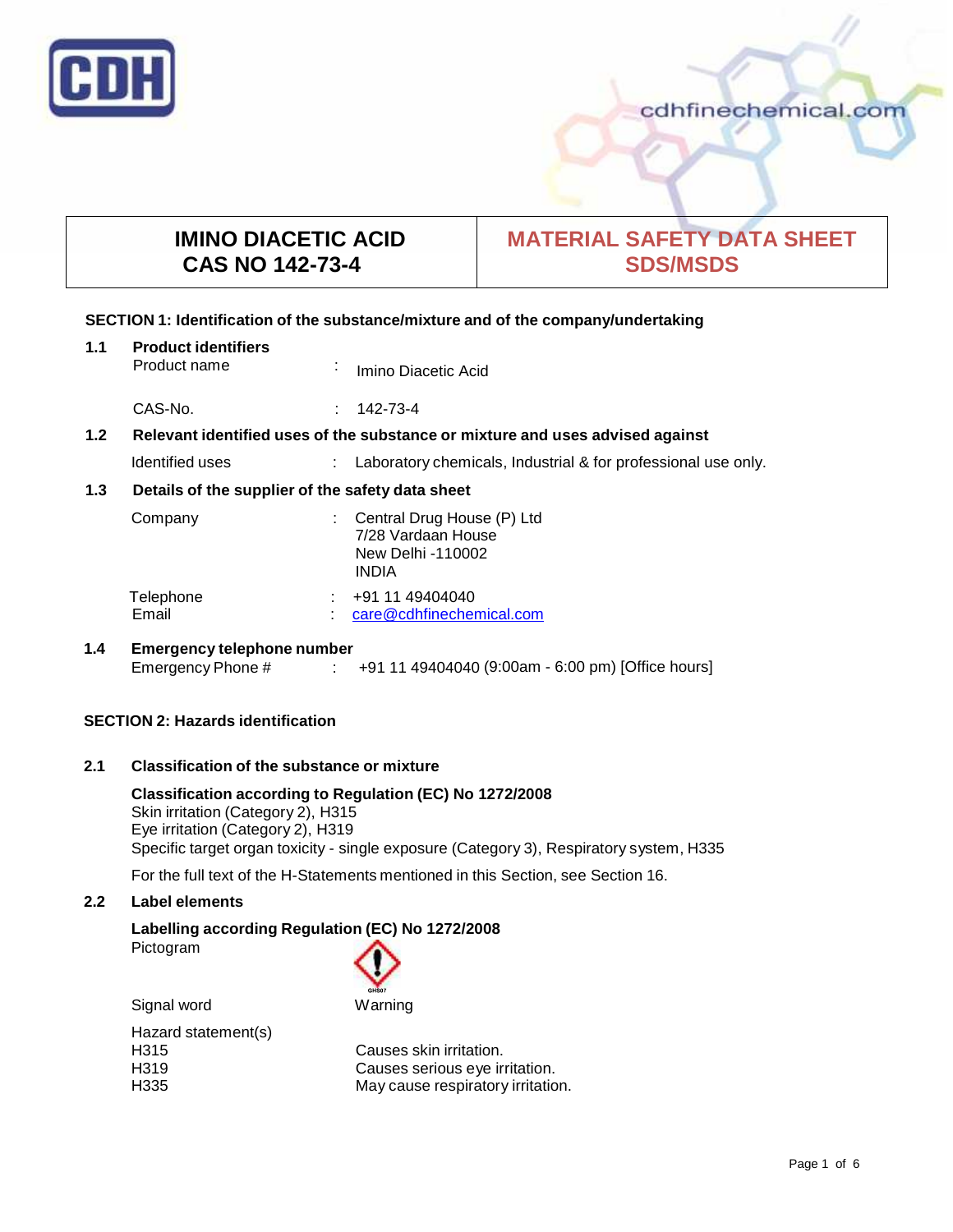CDH

cdhfinechemical.com

| IMINO DIACETIC ACID<br>CAS NO 142-73-4 | MATERIAL SAFETY DATA SHEET<br>SDS/MSDS |
|---|---|

## SECTION 1: Identification of the substance/mixture and of the company/undertaking

### 1.1 Product identifiers

Product name : Imino Diacetic Acid

CAS-No. : 142-73-4

### 1.2 Relevant identified uses of the substance or mixture and uses advised against

Identified uses : Laboratory chemicals, Industrial & for professional use only.

### 1.3 Details of the supplier of the safety data sheet

Company : Central Drug House (P) Ltd
7/28 Vardaan House
New Delhi -110002
INDIA

Telephone : +91 11 49404040
Email : care@cdhfinechemical.com

### 1.4 Emergency telephone number

Emergency Phone # : +91 11 49404040 (9:00am - 6:00 pm) [Office hours]

## SECTION 2: Hazards identification

### 2.1 Classification of the substance or mixture

**Classification according to Regulation (EC) No 1272/2008**
Skin irritation (Category 2), H315
Eye irritation (Category 2), H319
Specific target organ toxicity - single exposure (Category 3), Respiratory system, H335

For the full text of the H-Statements mentioned in this Section, see Section 16.

### 2.2 Label elements

**Labelling according Regulation (EC) No 1272/2008**

Pictogram GHS07

Signal word Warning

Hazard statement(s)
H315 Causes skin irritation.
H319 Causes serious eye irritation.
H335 May cause respiratory irritation.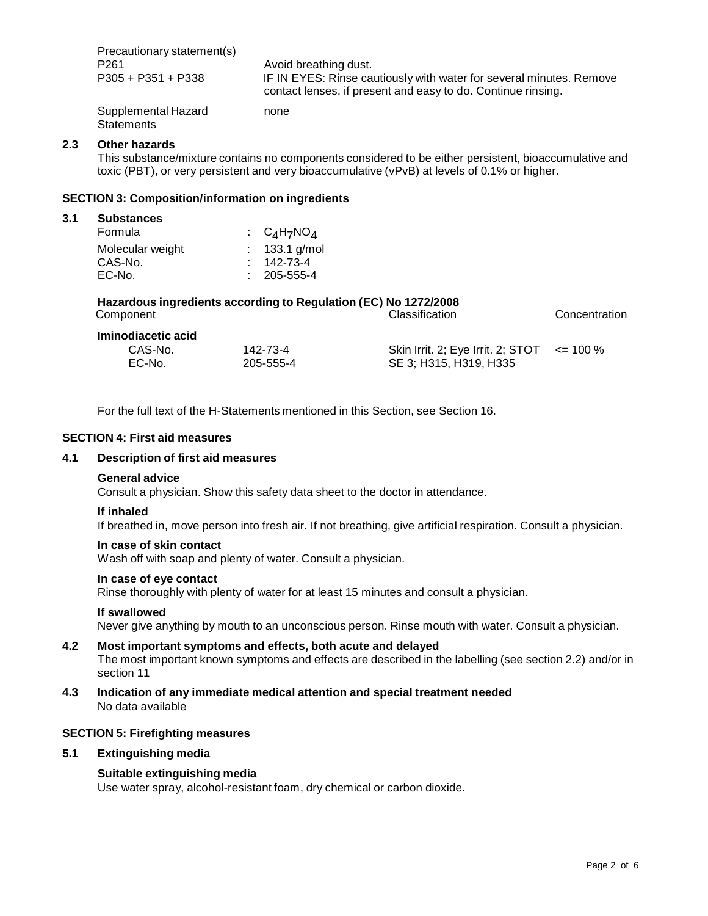Precautionary statement(s)

| | |
|---|---|
| P261 | Avoid breathing dust. |
| P305 + P351 + P338 | IF IN EYES: Rinse cautiously with water for several minutes. Remove contact lenses, if present and easy to do. Continue rinsing. |
| Supplemental Hazard Statements | none |

### 2.3 Other hazards

This substance/mixture contains no components considered to be either persistent, bioaccumulative and toxic (PBT), or very persistent and very bioaccumulative (vPvB) at levels of 0.1% or higher.

## SECTION 3: Composition/information on ingredients

### 3.1 Substances

| | |
|---|---|
| Formula | : $C_4H_7NO_4$ |
| Molecular weight | : 133.1 g/mol |
| CAS-No. | : 142-73-4 |
| EC-No. | : 205-555-4 |

**Hazardous ingredients according to Regulation (EC) No 1272/2008**

| Component | | Classification | Concentration |
|---|---|---|---|
| **Iminodiacetic acid** | | | |
| CAS-No. | 142-73-4 | Skin Irrit. 2; Eye Irrit. 2; STOT SE 3; H315, H319, H335 | <= 100 % |
| EC-No. | 205-555-4 | | |

For the full text of the H-Statements mentioned in this Section, see Section 16.

## SECTION 4: First aid measures

### 4.1 Description of first aid measures

**General advice**

Consult a physician. Show this safety data sheet to the doctor in attendance.

**If inhaled**

If breathed in, move person into fresh air. If not breathing, give artificial respiration. Consult a physician.

**In case of skin contact**

Wash off with soap and plenty of water. Consult a physician.

**In case of eye contact**

Rinse thoroughly with plenty of water for at least 15 minutes and consult a physician.

**If swallowed**

Never give anything by mouth to an unconscious person. Rinse mouth with water. Consult a physician.

### 4.2 Most important symptoms and effects, both acute and delayed

The most important known symptoms and effects are described in the labelling (see section 2.2) and/or in section 11

### 4.3 Indication of any immediate medical attention and special treatment needed

No data available

## SECTION 5: Firefighting measures

### 5.1 Extinguishing media

**Suitable extinguishing media**

Use water spray, alcohol-resistant foam, dry chemical or carbon dioxide.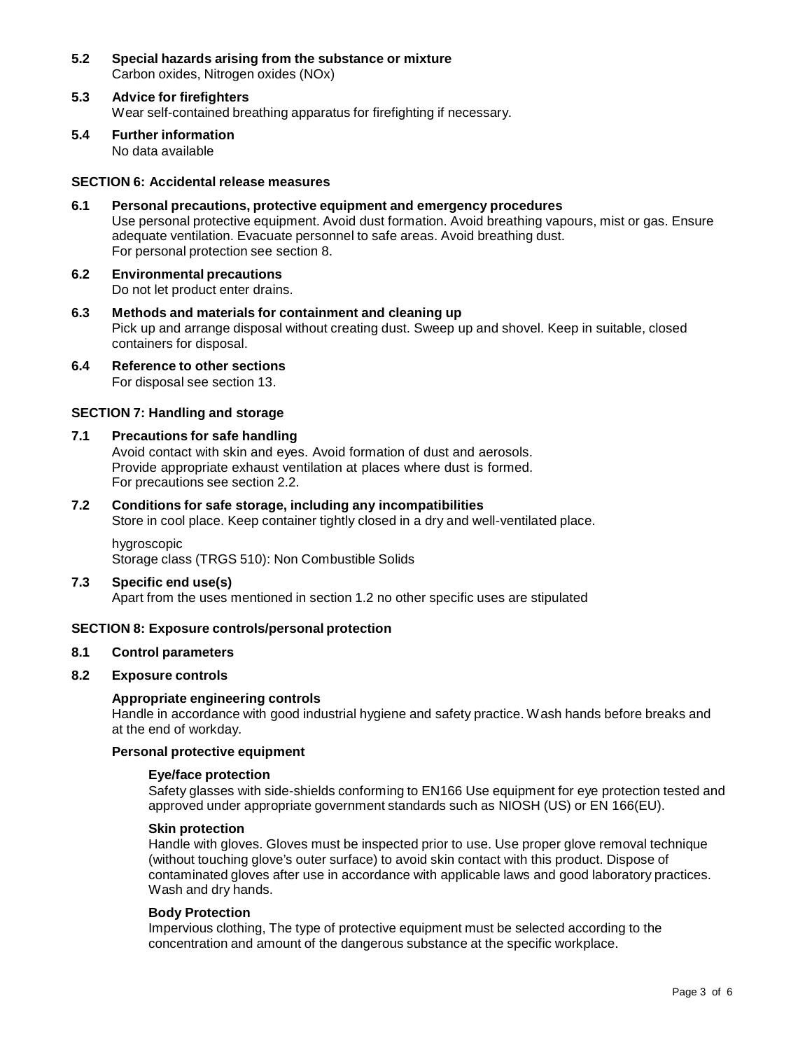**5.2 Special hazards arising from the substance or mixture**

Carbon oxides, Nitrogen oxides (NOx)

**5.3 Advice for firefighters**

Wear self-contained breathing apparatus for firefighting if necessary.

**5.4 Further information**

No data available

## SECTION 6: Accidental release measures

**6.1 Personal precautions, protective equipment and emergency procedures**

Use personal protective equipment. Avoid dust formation. Avoid breathing vapours, mist or gas. Ensure adequate ventilation. Evacuate personnel to safe areas. Avoid breathing dust.
For personal protection see section 8.

**6.2 Environmental precautions**

Do not let product enter drains.

**6.3 Methods and materials for containment and cleaning up**

Pick up and arrange disposal without creating dust. Sweep up and shovel. Keep in suitable, closed containers for disposal.

**6.4 Reference to other sections**

For disposal see section 13.

## SECTION 7: Handling and storage

**7.1 Precautions for safe handling**

Avoid contact with skin and eyes. Avoid formation of dust and aerosols.
Provide appropriate exhaust ventilation at places where dust is formed.
For precautions see section 2.2.

**7.2 Conditions for safe storage, including any incompatibilities**

Store in cool place. Keep container tightly closed in a dry and well-ventilated place.

hygroscopic
Storage class (TRGS 510): Non Combustible Solids

**7.3 Specific end use(s)**

Apart from the uses mentioned in section 1.2 no other specific uses are stipulated

## SECTION 8: Exposure controls/personal protection

**8.1 Control parameters**

**8.2 Exposure controls**

**Appropriate engineering controls**

Handle in accordance with good industrial hygiene and safety practice. Wash hands before breaks and at the end of workday.

**Personal protective equipment**

**Eye/face protection**

Safety glasses with side-shields conforming to EN166 Use equipment for eye protection tested and approved under appropriate government standards such as NIOSH (US) or EN 166(EU).

**Skin protection**

Handle with gloves. Gloves must be inspected prior to use. Use proper glove removal technique (without touching glove's outer surface) to avoid skin contact with this product. Dispose of contaminated gloves after use in accordance with applicable laws and good laboratory practices. Wash and dry hands.

**Body Protection**

Impervious clothing, The type of protective equipment must be selected according to the concentration and amount of the dangerous substance at the specific workplace.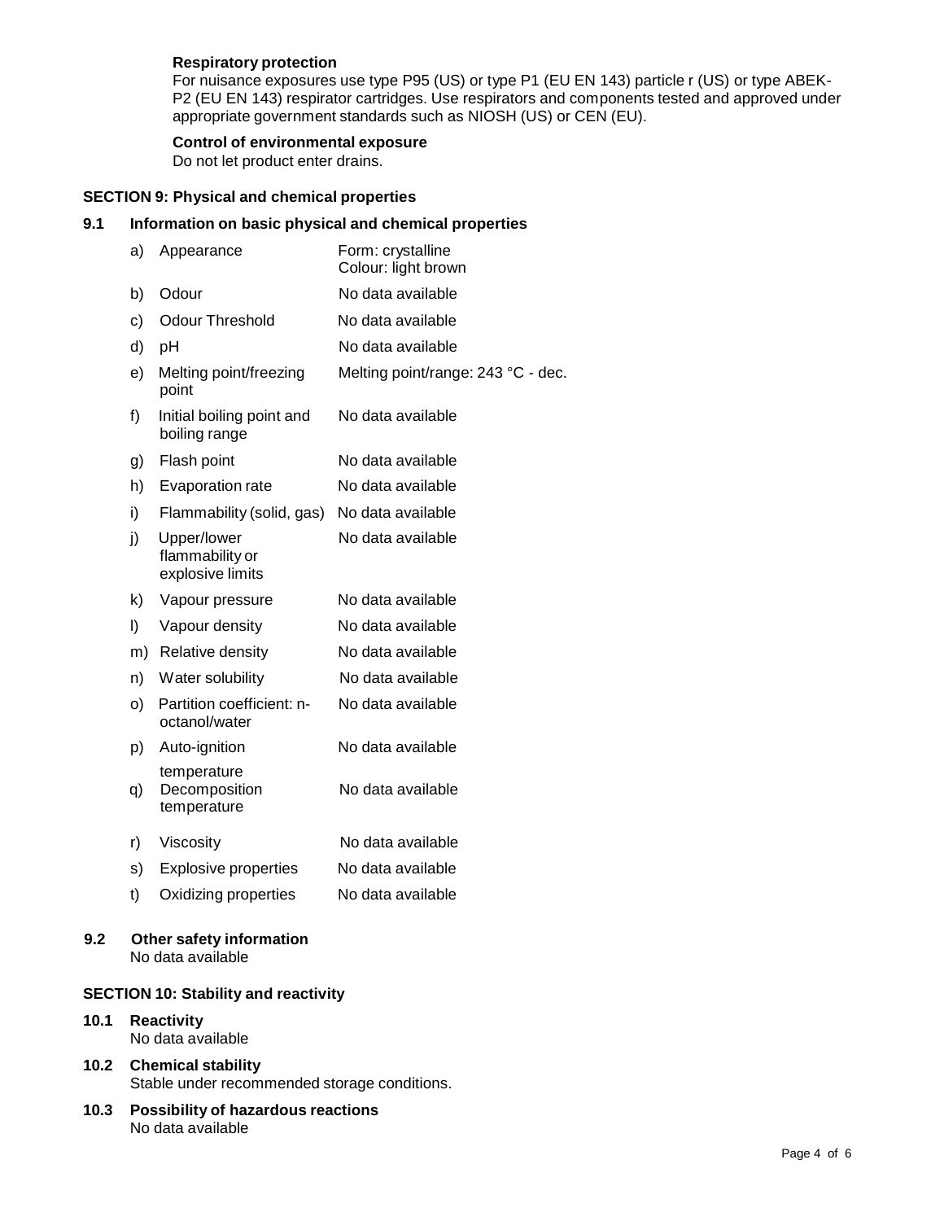**Respiratory protection**

For nuisance exposures use type P95 (US) or type P1 (EU EN 143) particle r (US) or type ABEK-P2 (EU EN 143) respirator cartridges. Use respirators and components tested and approved under appropriate government standards such as NIOSH (US) or CEN (EU).

**Control of environmental exposure**

Do not let product enter drains.

## SECTION 9: Physical and chemical properties

### 9.1 Information on basic physical and chemical properties

| | | |
|---|---|---|
| a) | Appearance | Form: crystalline<br>Colour: light brown |
| b) | Odour | No data available |
| c) | Odour Threshold | No data available |
| d) | pH | No data available |
| e) | Melting point/freezing point | Melting point/range: 243 °C - dec. |
| f) | Initial boiling point and boiling range | No data available |
| g) | Flash point | No data available |
| h) | Evaporation rate | No data available |
| i) | Flammability (solid, gas) | No data available |
| j) | Upper/lower flammability or explosive limits | No data available |
| k) | Vapour pressure | No data available |
| l) | Vapour density | No data available |
| m) | Relative density | No data available |
| n) | Water solubility | No data available |
| o) | Partition coefficient: n-octanol/water | No data available |
| p) | Auto-ignition temperature | No data available |
| q) | Decomposition temperature | No data available |
| r) | Viscosity | No data available |
| s) | Explosive properties | No data available |
| t) | Oxidizing properties | No data available |

### 9.2 Other safety information

No data available

## SECTION 10: Stability and reactivity

### 10.1 Reactivity

No data available

### 10.2 Chemical stability

Stable under recommended storage conditions.

### 10.3 Possibility of hazardous reactions

No data available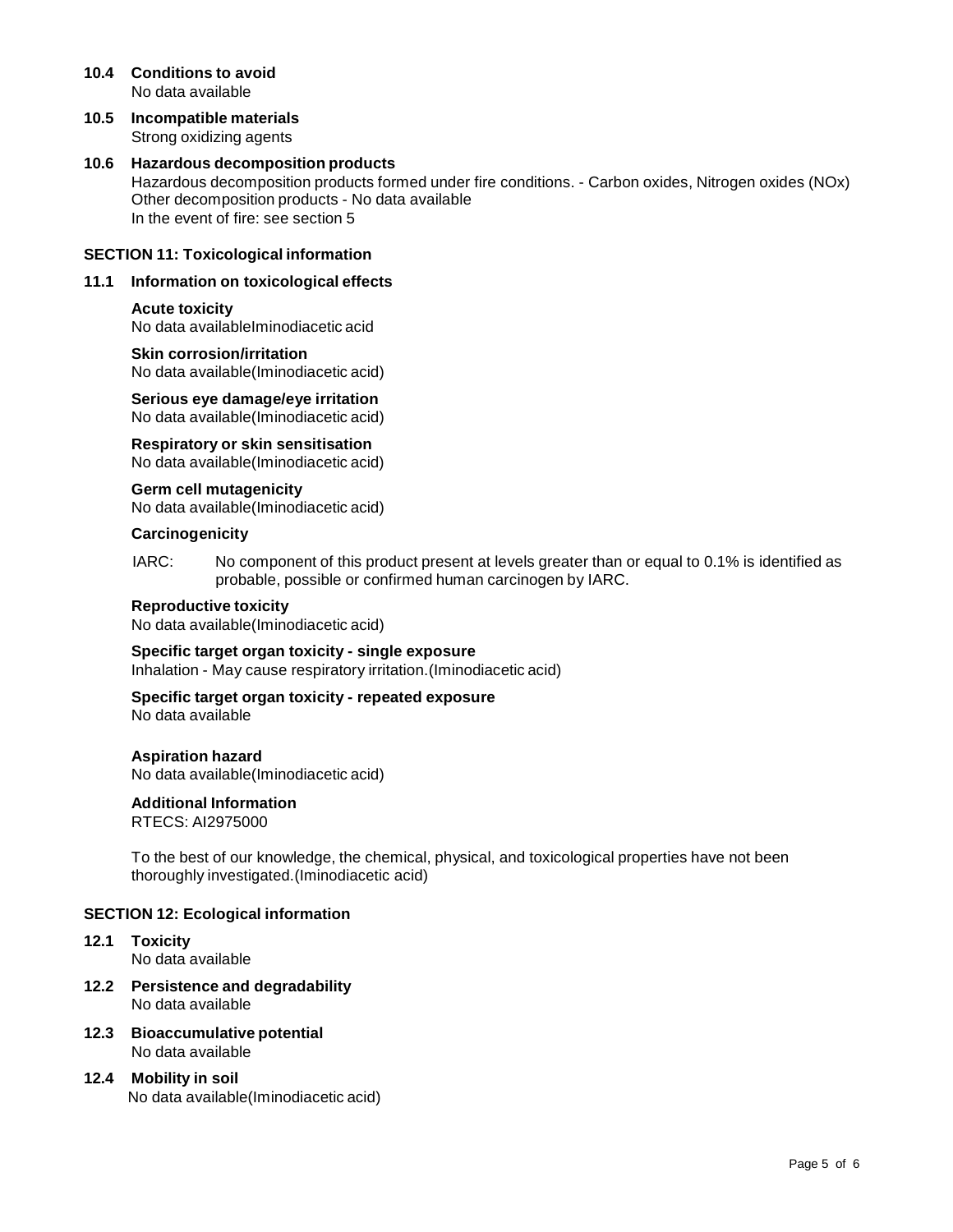### 10.4 Conditions to avoid

No data available

### 10.5 Incompatible materials

Strong oxidizing agents

### 10.6 Hazardous decomposition products

Hazardous decomposition products formed under fire conditions. - Carbon oxides, Nitrogen oxides (NOx)
Other decomposition products - No data available
In the event of fire: see section 5

## SECTION 11: Toxicological information

### 11.1 Information on toxicological effects

**Acute toxicity**
No data availableIminodiacetic acid

**Skin corrosion/irritation**
No data available(Iminodiacetic acid)

**Serious eye damage/eye irritation**
No data available(Iminodiacetic acid)

**Respiratory or skin sensitisation**
No data available(Iminodiacetic acid)

**Germ cell mutagenicity**
No data available(Iminodiacetic acid)

**Carcinogenicity**

IARC: No component of this product present at levels greater than or equal to 0.1% is identified as probable, possible or confirmed human carcinogen by IARC.

**Reproductive toxicity**
No data available(Iminodiacetic acid)

**Specific target organ toxicity - single exposure**
Inhalation - May cause respiratory irritation.(Iminodiacetic acid)

**Specific target organ toxicity - repeated exposure**
No data available

**Aspiration hazard**
No data available(Iminodiacetic acid)

**Additional Information**
RTECS: AI2975000

To the best of our knowledge, the chemical, physical, and toxicological properties have not been thoroughly investigated.(Iminodiacetic acid)

## SECTION 12: Ecological information

### 12.1 Toxicity

No data available

### 12.2 Persistence and degradability

No data available

### 12.3 Bioaccumulative potential

No data available

### 12.4 Mobility in soil

No data available(Iminodiacetic acid)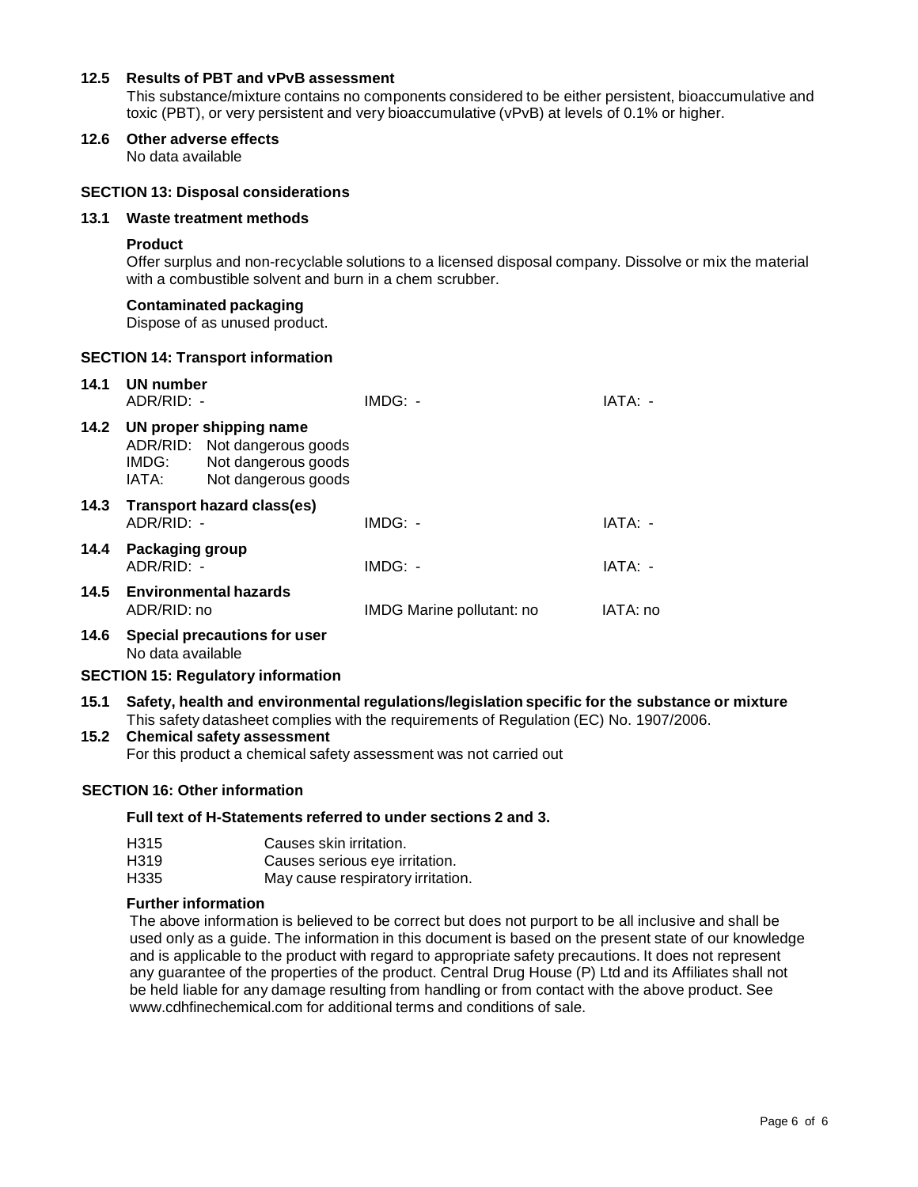### 12.5 Results of PBT and vPvB assessment

This substance/mixture contains no components considered to be either persistent, bioaccumulative and toxic (PBT), or very persistent and very bioaccumulative (vPvB) at levels of 0.1% or higher.

### 12.6 Other adverse effects

No data available

## SECTION 13: Disposal considerations

### 13.1 Waste treatment methods

**Product**

Offer surplus and non-recyclable solutions to a licensed disposal company. Dissolve or mix the material with a combustible solvent and burn in a chem scrubber.

**Contaminated packaging**

Dispose of as unused product.

## SECTION 14: Transport information

### 14.1 UN number

| | | |
|---|---|---|
| ADR/RID: - | IMDG: - | IATA: - |

### 14.2 UN proper shipping name

| | |
|---|---|
| ADR/RID: | Not dangerous goods |
| IMDG: | Not dangerous goods |
| IATA: | Not dangerous goods |

### 14.3 Transport hazard class(es)

| | | |
|---|---|---|
| ADR/RID: - | IMDG: - | IATA: - |

### 14.4 Packaging group

| | | |
|---|---|---|
| ADR/RID: - | IMDG: - | IATA: - |

### 14.5 Environmental hazards

| | | |
|---|---|---|
| ADR/RID: no | IMDG Marine pollutant: no | IATA: no |

### 14.6 Special precautions for user

No data available

## SECTION 15: Regulatory information

### 15.1 Safety, health and environmental regulations/legislation specific for the substance or mixture

This safety datasheet complies with the requirements of Regulation (EC) No. 1907/2006.

### 15.2 Chemical safety assessment

For this product a chemical safety assessment was not carried out

## SECTION 16: Other information

**Full text of H-Statements referred to under sections 2 and 3.**

| | |
|---|---|
| H315 | Causes skin irritation. |
| H319 | Causes serious eye irritation. |
| H335 | May cause respiratory irritation. |

**Further information**

The above information is believed to be correct but does not purport to be all inclusive and shall be used only as a guide. The information in this document is based on the present state of our knowledge and is applicable to the product with regard to appropriate safety precautions. It does not represent any guarantee of the properties of the product. Central Drug House (P) Ltd and its Affiliates shall not be held liable for any damage resulting from handling or from contact with the above product. See www.cdhfinechemical.com for additional terms and conditions of sale.